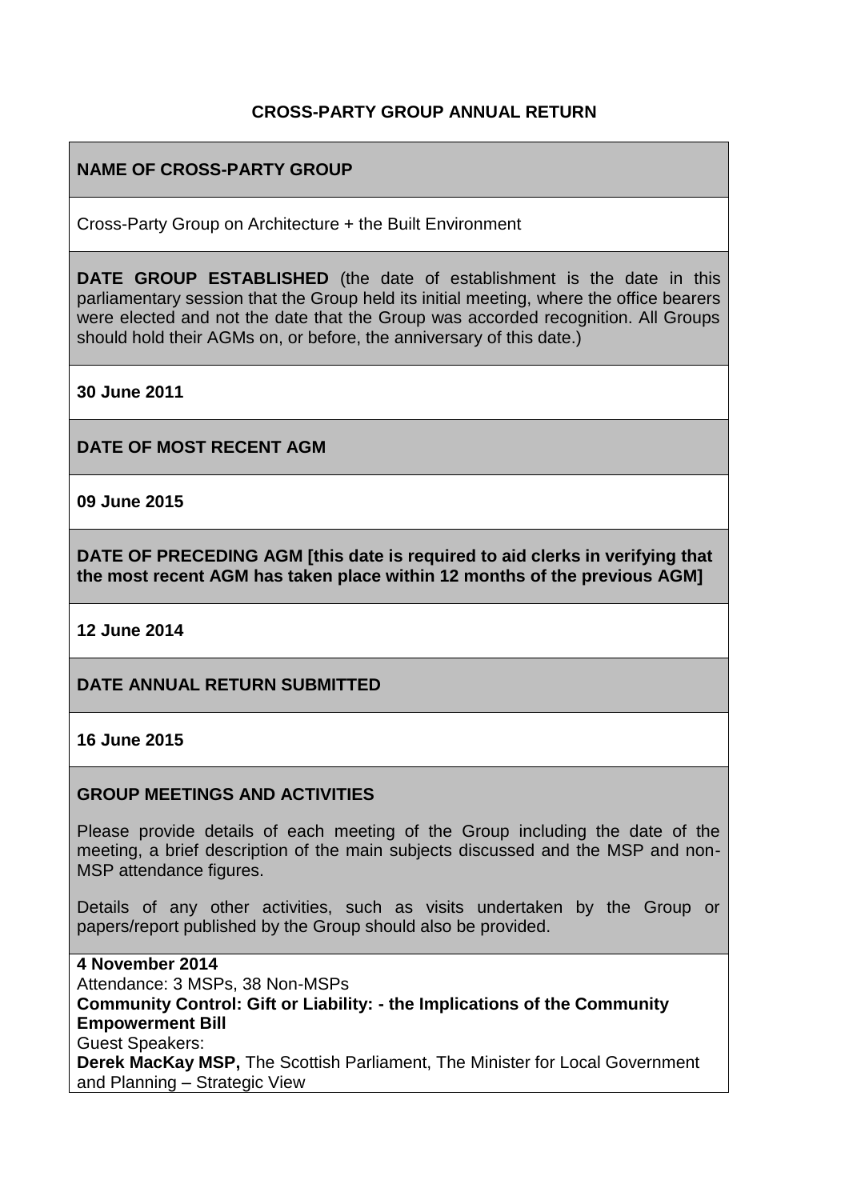# CROSS-PARTY GROUP ANNUAL RETURN

**NAME OF CROSS-PARTY GROUP**

Cross-Party Group on Architecture + the Built Environment

**DATE GROUP ESTABLISHED** (the date of establishment is the date in this parliamentary session that the Group held its initial meeting, where the office bearers were elected and not the date that the Group was accorded recognition. All Groups should hold their AGMs on, or before, the anniversary of this date.)

**30 June 2011**

**DATE OF MOST RECENT AGM**

**09 June 2015**

**DATE OF PRECEDING AGM [this date is required to aid clerks in verifying that the most recent AGM has taken place within 12 months of the previous AGM]**

**12 June 2014**

**DATE ANNUAL RETURN SUBMITTED**

**16 June 2015**

**GROUP MEETINGS AND ACTIVITIES**

Please provide details of each meeting of the Group including the date of the meeting, a brief description of the main subjects discussed and the MSP and non-MSP attendance figures.

Details of any other activities, such as visits undertaken by the Group or papers/report published by the Group should also be provided.

**4 November 2014**
Attendance: 3 MSPs, 38 Non-MSPs
**Community Control: Gift or Liability: - the Implications of the Community Empowerment Bill**
Guest Speakers:
**Derek MacKay MSP,** The Scottish Parliament, The Minister for Local Government and Planning – Strategic View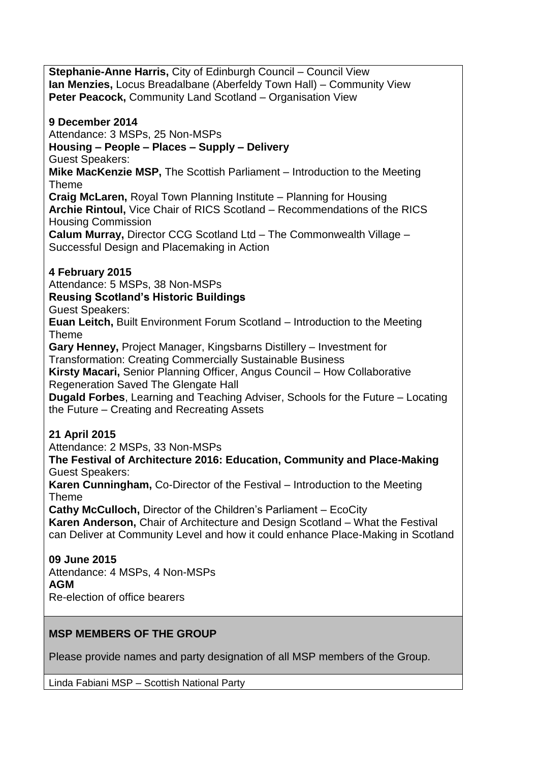**Stephanie-Anne Harris,** City of Edinburgh Council – Council View
**Ian Menzies,** Locus Breadalbane (Aberfeldy Town Hall) – Community View
**Peter Peacock,** Community Land Scotland – Organisation View

**9 December 2014**
Attendance: 3 MSPs, 25 Non-MSPs
**Housing – People – Places – Supply – Delivery**
Guest Speakers:
**Mike MacKenzie MSP,** The Scottish Parliament – Introduction to the Meeting Theme
**Craig McLaren,** Royal Town Planning Institute – Planning for Housing
**Archie Rintoul,** Vice Chair of RICS Scotland – Recommendations of the RICS Housing Commission
**Calum Murray,** Director CCG Scotland Ltd – The Commonwealth Village – Successful Design and Placemaking in Action

**4 February 2015**
Attendance: 5 MSPs, 38 Non-MSPs
**Reusing Scotland's Historic Buildings**
Guest Speakers:
**Euan Leitch,** Built Environment Forum Scotland – Introduction to the Meeting Theme
**Gary Henney,** Project Manager, Kingsbarns Distillery – Investment for Transformation: Creating Commercially Sustainable Business
**Kirsty Macari,** Senior Planning Officer, Angus Council – How Collaborative Regeneration Saved The Glengate Hall
**Dugald Forbes**, Learning and Teaching Adviser, Schools for the Future – Locating the Future – Creating and Recreating Assets

**21 April 2015**
Attendance: 2 MSPs, 33 Non-MSPs
**The Festival of Architecture 2016: Education, Community and Place-Making**
Guest Speakers:
**Karen Cunningham,** Co-Director of the Festival – Introduction to the Meeting Theme
**Cathy McCulloch,** Director of the Children's Parliament – EcoCity
**Karen Anderson,** Chair of Architecture and Design Scotland – What the Festival can Deliver at Community Level and how it could enhance Place-Making in Scotland

**09 June 2015**
Attendance: 4 MSPs, 4 Non-MSPs
**AGM**
Re-election of office bearers

**MSP MEMBERS OF THE GROUP**

Please provide names and party designation of all MSP members of the Group.

Linda Fabiani MSP – Scottish National Party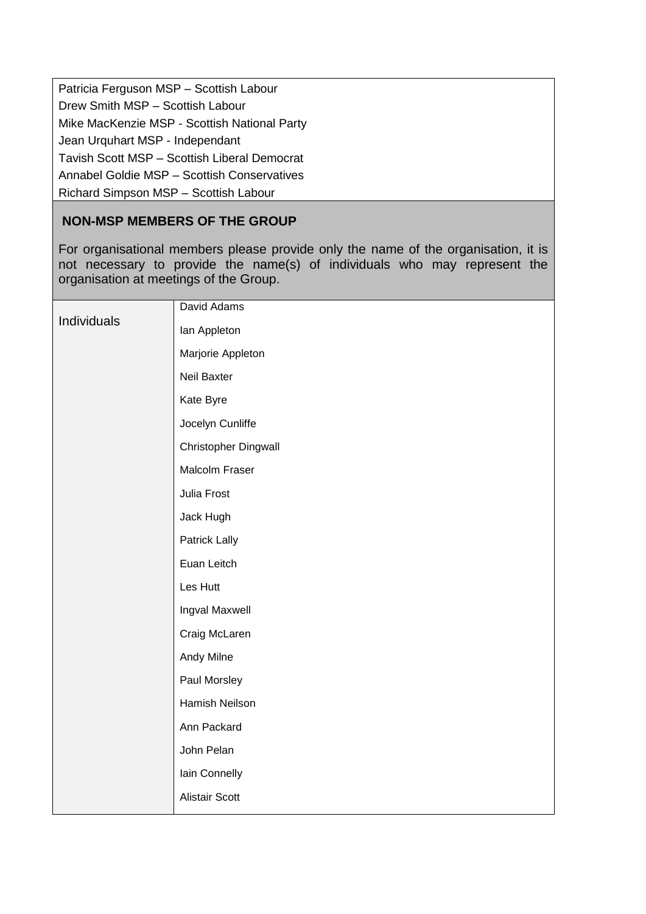Patricia Ferguson MSP – Scottish Labour
Drew Smith MSP – Scottish Labour
Mike MacKenzie MSP - Scottish National Party
Jean Urquhart MSP - Independant
Tavish Scott MSP – Scottish Liberal Democrat
Annabel Goldie MSP – Scottish Conservatives
Richard Simpson MSP – Scottish Labour

## NON-MSP MEMBERS OF THE GROUP

For organisational members please provide only the name of the organisation, it is not necessary to provide the name(s) of individuals who may represent the organisation at meetings of the Group.

| | |
|---|---|
| Individuals | David Adams |
| | Ian Appleton |
| | Marjorie Appleton |
| | Neil Baxter |
| | Kate Byre |
| | Jocelyn Cunliffe |
| | Christopher Dingwall |
| | Malcolm Fraser |
| | Julia Frost |
| | Jack Hugh |
| | Patrick Lally |
| | Euan Leitch |
| | Les Hutt |
| | Ingval Maxwell |
| | Craig McLaren |
| | Andy Milne |
| | Paul Morsley |
| | Hamish Neilson |
| | Ann Packard |
| | John Pelan |
| | Iain Connelly |
| | Alistair Scott |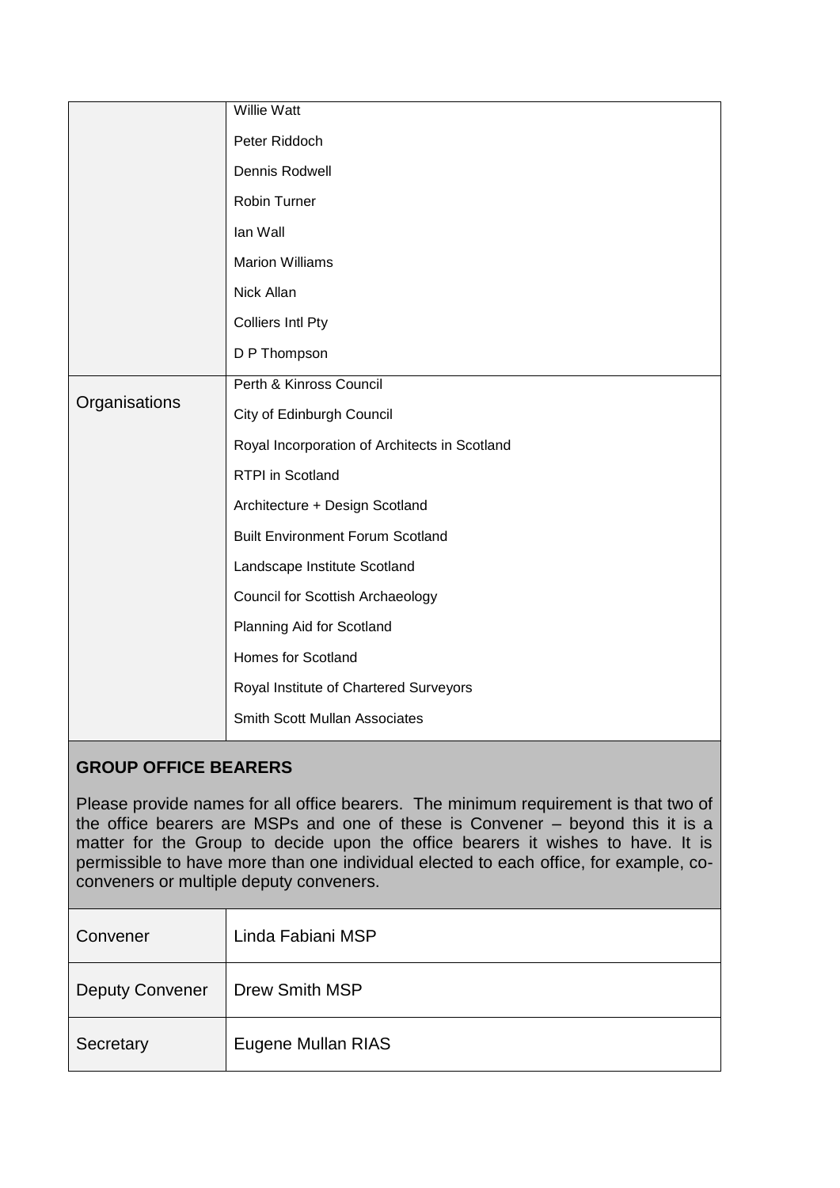| | |
|---|---|
| | Willie Watt |
| | Peter Riddoch |
| | Dennis Rodwell |
| | Robin Turner |
| | Ian Wall |
| | Marion Williams |
| | Nick Allan |
| | Colliers Intl Pty |
| | D P Thompson |
| Organisations | Perth & Kinross Council |
| | City of Edinburgh Council |
| | Royal Incorporation of Architects in Scotland |
| | RTPI in Scotland |
| | Architecture + Design Scotland |
| | Built Environment Forum Scotland |
| | Landscape Institute Scotland |
| | Council for Scottish Archaeology |
| | Planning Aid for Scotland |
| | Homes for Scotland |
| | Royal Institute of Chartered Surveyors |
| | Smith Scott Mullan Associates |

**GROUP OFFICE BEARERS**

Please provide names for all office bearers. The minimum requirement is that two of the office bearers are MSPs and one of these is Convener – beyond this it is a matter for the Group to decide upon the office bearers it wishes to have. It is permissible to have more than one individual elected to each office, for example, co-conveners or multiple deputy conveners.

| | |
|---|---|
| Convener | Linda Fabiani MSP |
| Deputy Convener | Drew Smith MSP |
| Secretary | Eugene Mullan RIAS |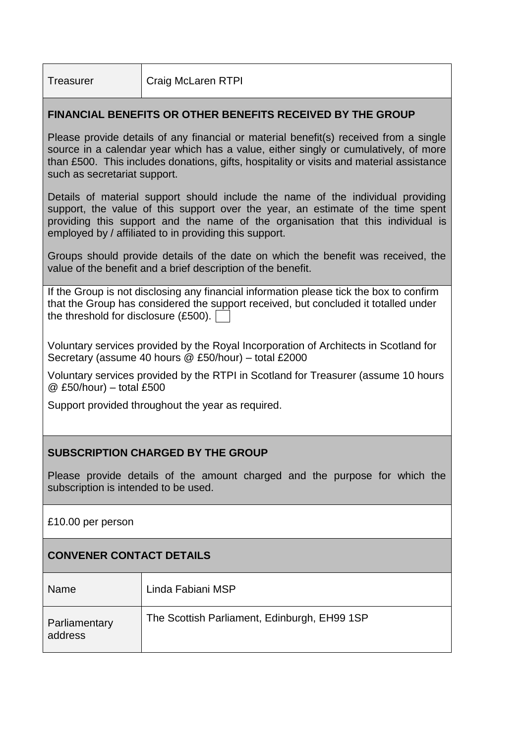| | |
|---|---|
| Treasurer | Craig McLaren RTPI |

**FINANCIAL BENEFITS OR OTHER BENEFITS RECEIVED BY THE GROUP**

Please provide details of any financial or material benefit(s) received from a single source in a calendar year which has a value, either singly or cumulatively, of more than £500. This includes donations, gifts, hospitality or visits and material assistance such as secretariat support.

Details of material support should include the name of the individual providing support, the value of this support over the year, an estimate of the time spent providing this support and the name of the organisation that this individual is employed by / affiliated to in providing this support.

Groups should provide details of the date on which the benefit was received, the value of the benefit and a brief description of the benefit.

If the Group is not disclosing any financial information please tick the box to confirm that the Group has considered the support received, but concluded it totalled under the threshold for disclosure (£500). ☐

Voluntary services provided by the Royal Incorporation of Architects in Scotland for Secretary (assume 40 hours @ £50/hour) – total £2000

Voluntary services provided by the RTPI in Scotland for Treasurer (assume 10 hours @ £50/hour) – total £500

Support provided throughout the year as required.

**SUBSCRIPTION CHARGED BY THE GROUP**

Please provide details of the amount charged and the purpose for which the subscription is intended to be used.

£10.00 per person

**CONVENER CONTACT DETAILS**

| | |
|---|---|
| Name | Linda Fabiani MSP |
| Parliamentary address | The Scottish Parliament, Edinburgh, EH99 1SP |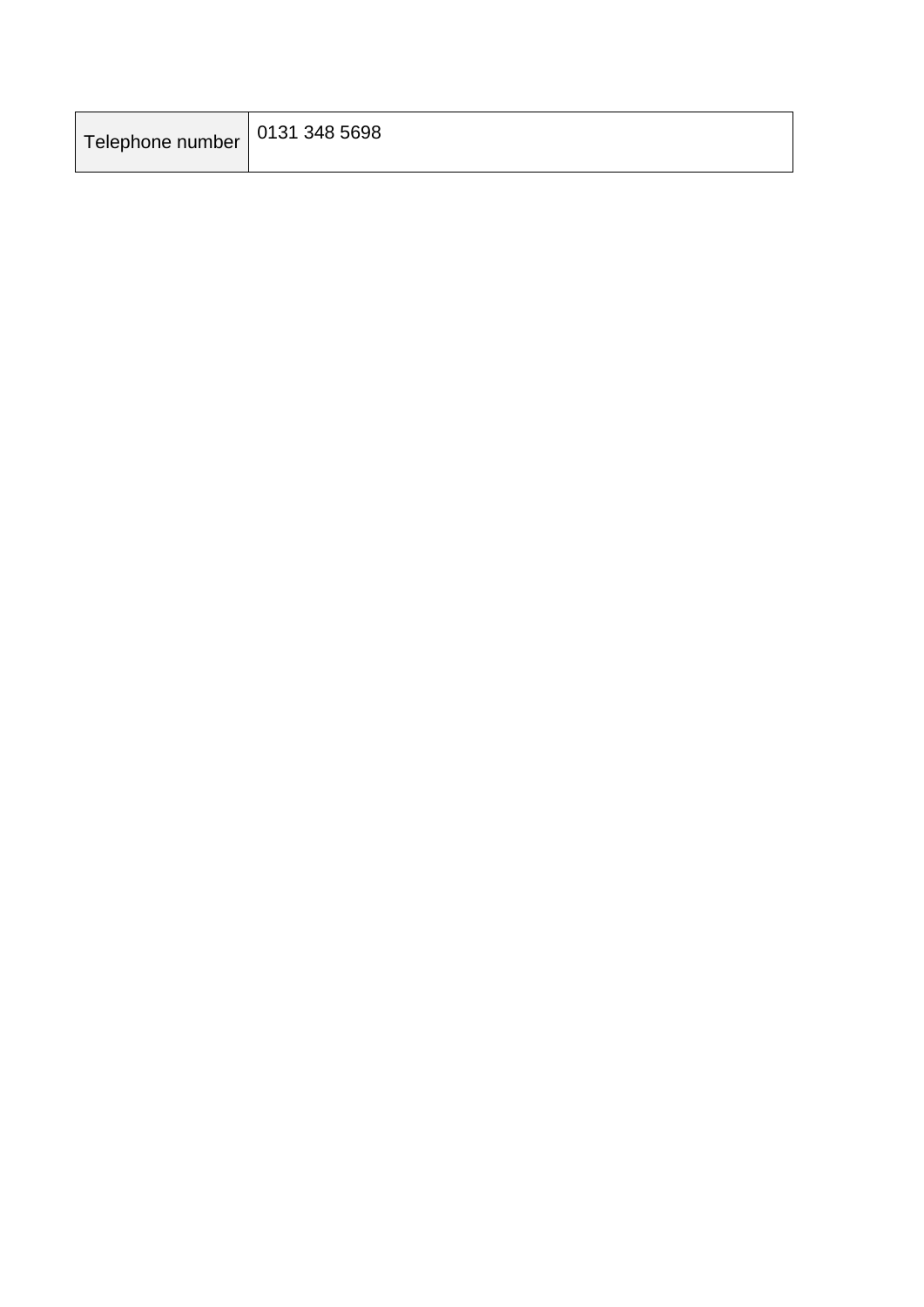| | |
|---|---|
| Telephone number | 0131 348 5698 |